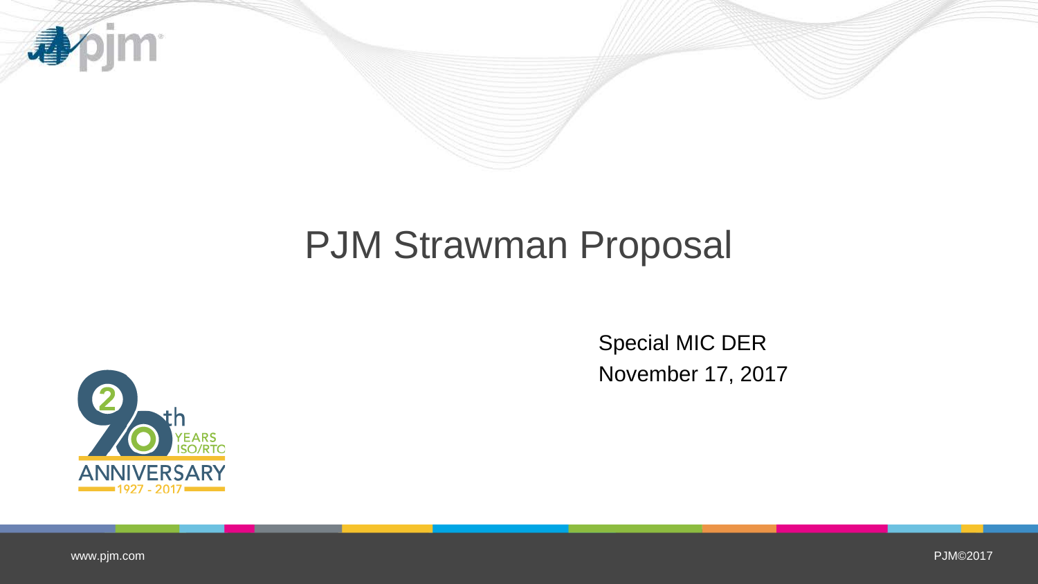# PJM Strawman Proposal

Special MIC DER
November 17, 2017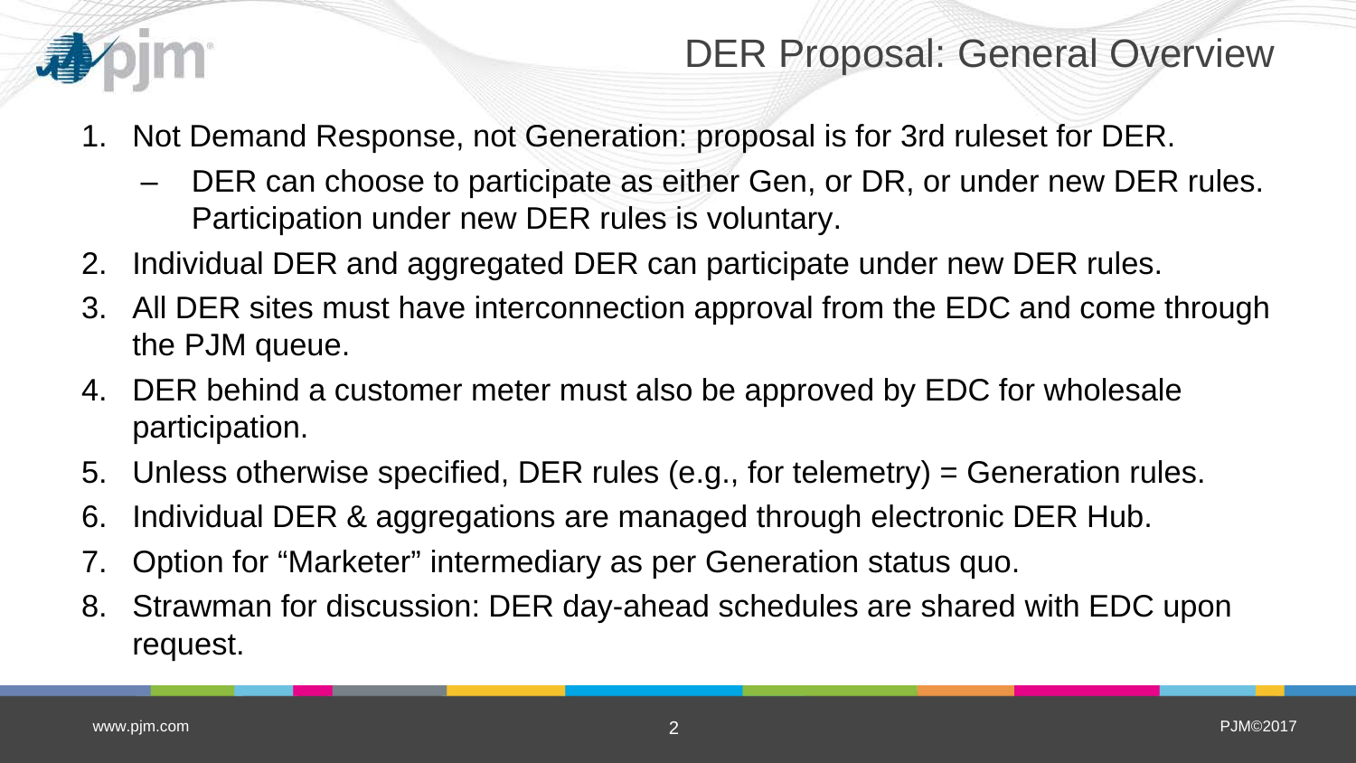# DER Proposal: General Overview

1. Not Demand Response, not Generation: proposal is for 3rd ruleset for DER.
   - DER can choose to participate as either Gen, or DR, or under new DER rules. Participation under new DER rules is voluntary.
2. Individual DER and aggregated DER can participate under new DER rules.
3. All DER sites must have interconnection approval from the EDC and come through the PJM queue.
4. DER behind a customer meter must also be approved by EDC for wholesale participation.
5. Unless otherwise specified, DER rules (e.g., for telemetry) = Generation rules.
6. Individual DER & aggregations are managed through electronic DER Hub.
7. Option for "Marketer" intermediary as per Generation status quo.
8. Strawman for discussion: DER day-ahead schedules are shared with EDC upon request.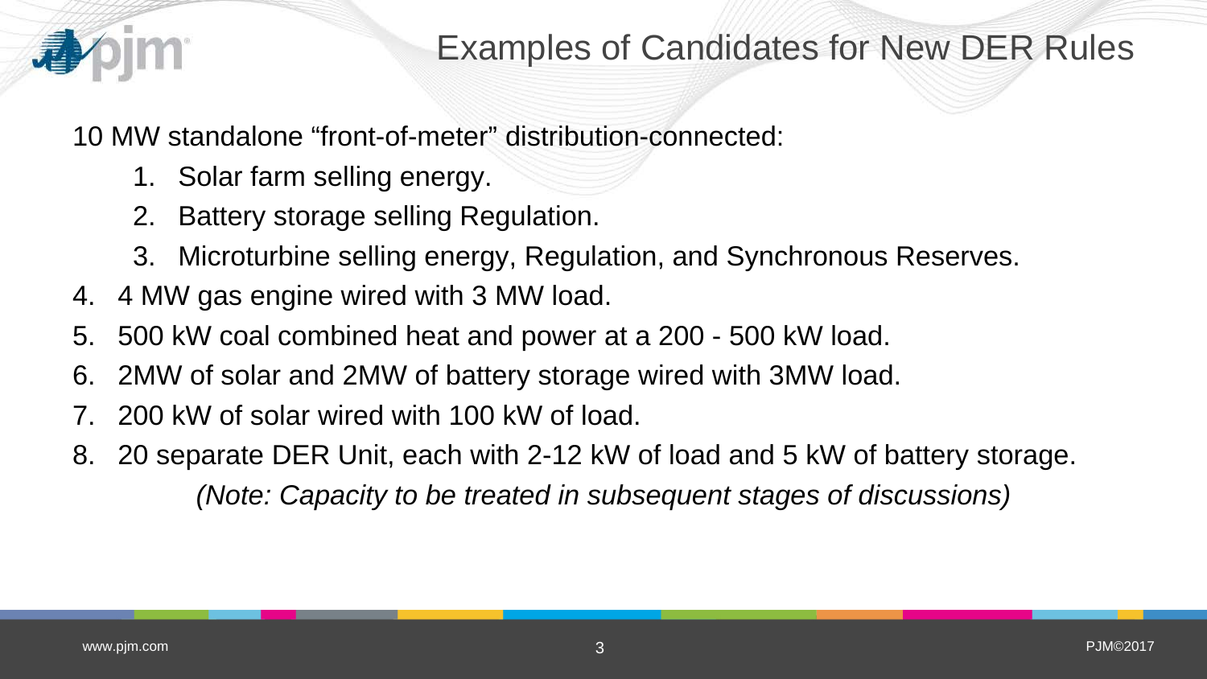# Examples of Candidates for New DER Rules

10 MW standalone "front-of-meter" distribution-connected:

1. Solar farm selling energy.
2. Battery storage selling Regulation.
3. Microturbine selling energy, Regulation, and Synchronous Reserves.
4. 4 MW gas engine wired with 3 MW load.
5. 500 kW coal combined heat and power at a 200 - 500 kW load.
6. 2MW of solar and 2MW of battery storage wired with 3MW load.
7. 200 kW of solar wired with 100 kW of load.
8. 20 separate DER Unit, each with 2-12 kW of load and 5 kW of battery storage.

*(Note: Capacity to be treated in subsequent stages of discussions)*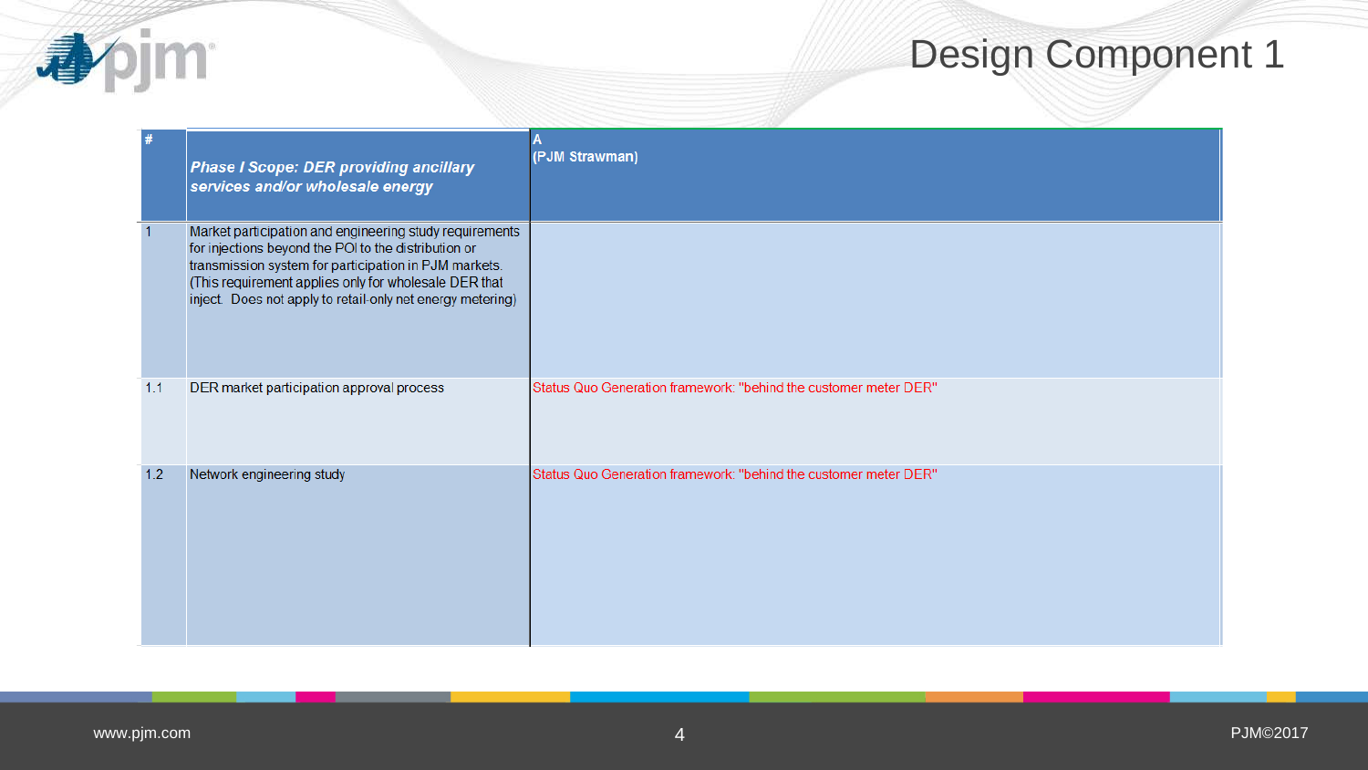# Design Component 1

| # | *Phase I Scope: DER providing ancillary services and/or wholesale energy* | A (PJM Strawman) |
|---|---|---|
| 1 | Market participation and engineering study requirements for injections beyond the POI to the distribution or transmission system for participation in PJM markets. (This requirement applies only for wholesale DER that inject. Does not apply to retail-only net energy metering) | |
| 1.1 | DER market participation approval process | Status Quo Generation framework: "behind the customer meter DER" |
| 1.2 | Network engineering study | Status Quo Generation framework: "behind the customer meter DER" |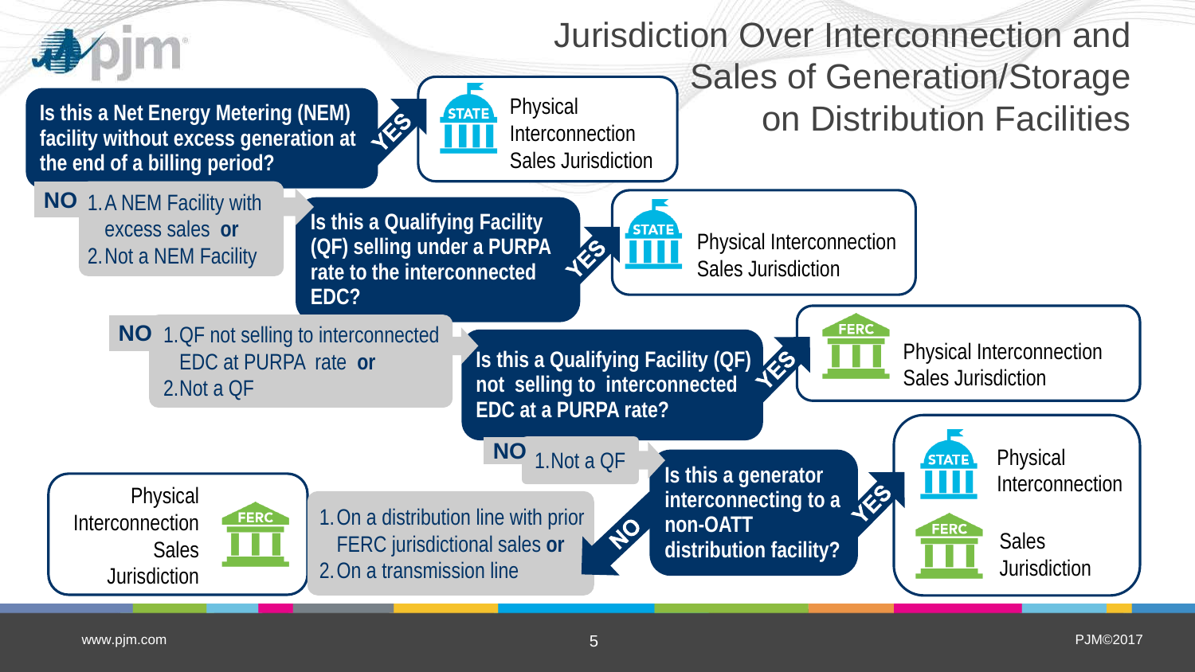# Jurisdiction Over Interconnection and Sales of Generation/Storage on Distribution Facilities

**Is this a Net Energy Metering (NEM) facility without excess generation at the end of a billing period?**

- **YES** → STATE: Physical Interconnection, Sales Jurisdiction
- **NO**:
  1. A NEM Facility with excess sales **or**
  2. Not a NEM Facility

**Is this a Qualifying Facility (QF) selling under a PURPA rate to the interconnected EDC?**

- **YES** → STATE: Physical Interconnection, Sales Jurisdiction
- **NO**:
  1. QF not selling to interconnected EDC at PURPA rate **or**
  2. Not a QF

**Is this a Qualifying Facility (QF) not selling to interconnected EDC at a PURPA rate?**

- **YES** → FERC: Physical Interconnection, Sales Jurisdiction
- **NO**:
  1. Not a QF

**Is this a generator interconnecting to a non-OATT distribution facility?**

- **YES** → STATE: Physical Interconnection; FERC: Sales Jurisdiction
- **NO**:
  1. On a distribution line with prior FERC jurisdictional sales **or**
  2. On a transmission line

  → FERC: Physical Interconnection, Sales Jurisdiction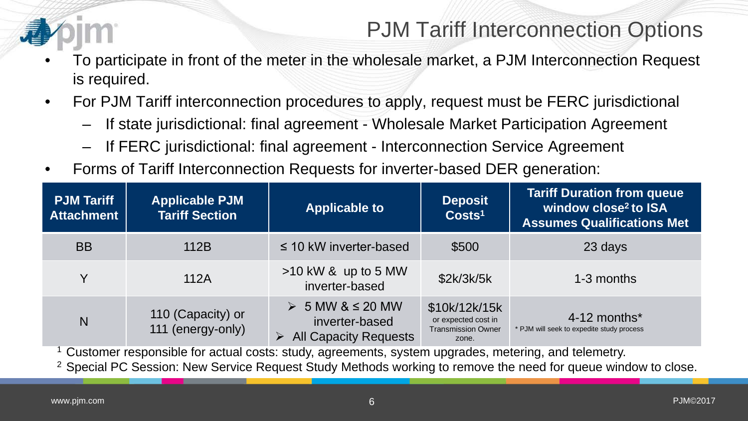# PJM Tariff Interconnection Options

- To participate in front of the meter in the wholesale market, a PJM Interconnection Request is required.
- For PJM Tariff interconnection procedures to apply, request must be FERC jurisdictional
  - If state jurisdictional: final agreement - Wholesale Market Participation Agreement
  - If FERC jurisdictional: final agreement - Interconnection Service Agreement
- Forms of Tariff Interconnection Requests for inverter-based DER generation:

| PJM Tariff Attachment | Applicable PJM Tariff Section | Applicable to | Deposit Costs[1] | Tariff Duration from queue window close[2] to ISA Assumes Qualifications Met |
|---|---|---|---|---|
| BB | 112B | ≤ 10 kW inverter-based | $500 | 23 days |
| Y | 112A | >10 kW & up to 5 MW inverter-based | $2k/3k/5k | 1-3 months |
| N | 110 (Capacity) or 111 (energy-only) | ➢ 5 MW & ≤ 20 MW inverter-based ➢ All Capacity Requests | $10k/12k/15k or expected cost in Transmission Owner zone. | 4-12 months* * PJM will seek to expedite study process |

[1] Customer responsible for actual costs: study, agreements, system upgrades, metering, and telemetry.

[2] Special PC Session: New Service Request Study Methods working to remove the need for queue window to close.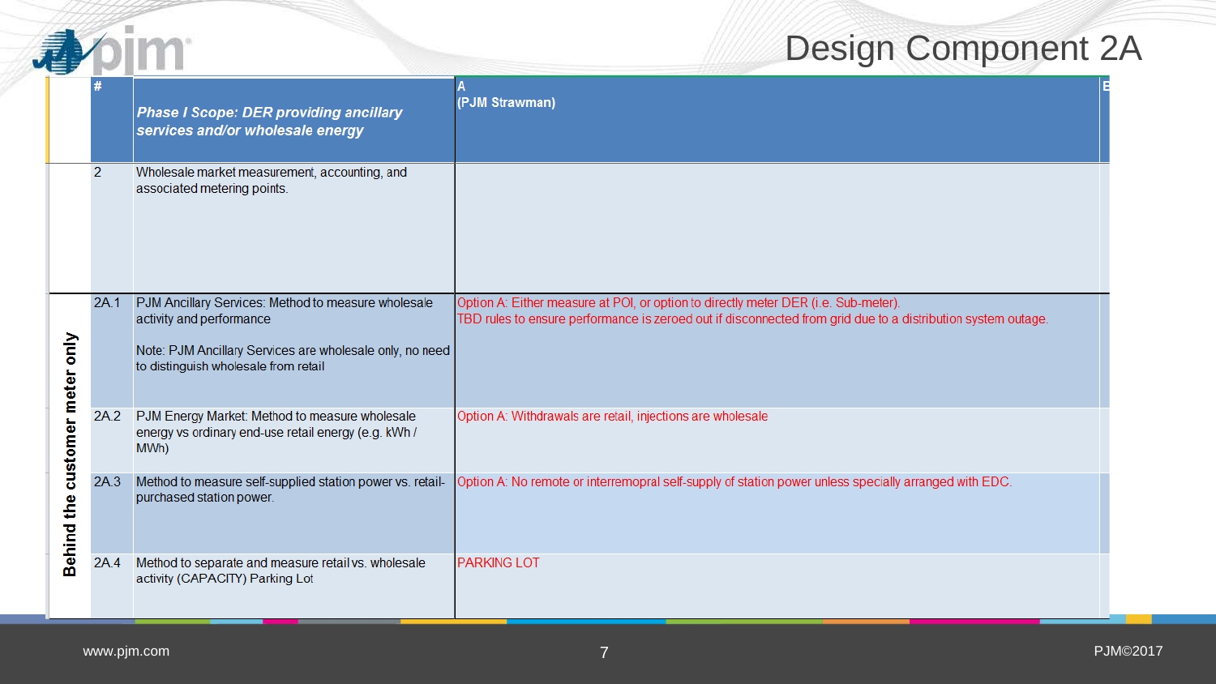# Design Component 2A

| | # | Phase I Scope: DER providing ancillary services and/or wholesale energy | A (PJM Strawman) | B |
|---|---|---|---|---|
| | 2 | Wholesale market measurement, accounting, and associated metering points. | | |
| Behind the customer meter only | 2A.1 | PJM Ancillary Services: Method to measure wholesale activity and performance<br><br>Note: PJM Ancillary Services are wholesale only, no need to distinguish wholesale from retail | Option A: Either measure at POI, or option to directly meter DER (i.e. Sub-meter).<br>TBD rules to ensure performance is zeroed out if disconnected from grid due to a distribution system outage. | |
| | 2A.2 | PJM Energy Market: Method to measure wholesale energy vs ordinary end-use retail energy (e.g. kWh / MWh) | Option A: Withdrawals are retail, injections are wholesale | |
| | 2A.3 | Method to measure self-supplied station power vs. retail-purchased station power. | Option A: No remote or interremopral self-supply of station power unless specially arranged with EDC. | |
| | 2A.4 | Method to separate and measure retail vs. wholesale activity (CAPACITY) Parking Lot | PARKING LOT | |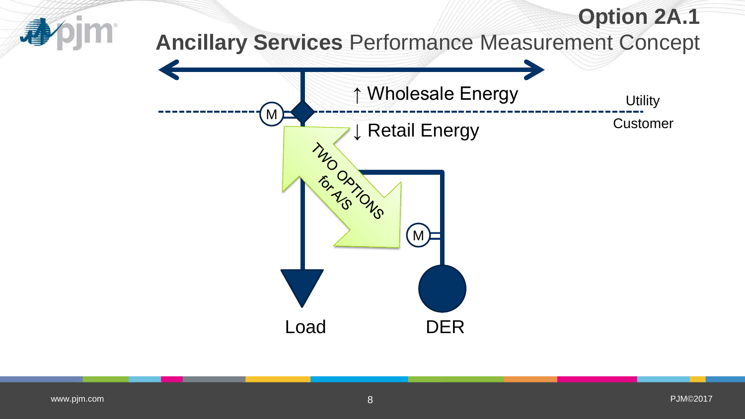# Option 2A.1

## Ancillary Services Performance Measurement Concept

↑ Wholesale Energy

↓ Retail Energy

Utility

Customer

M

TWO OPTIONS for A/S

M

Load

DER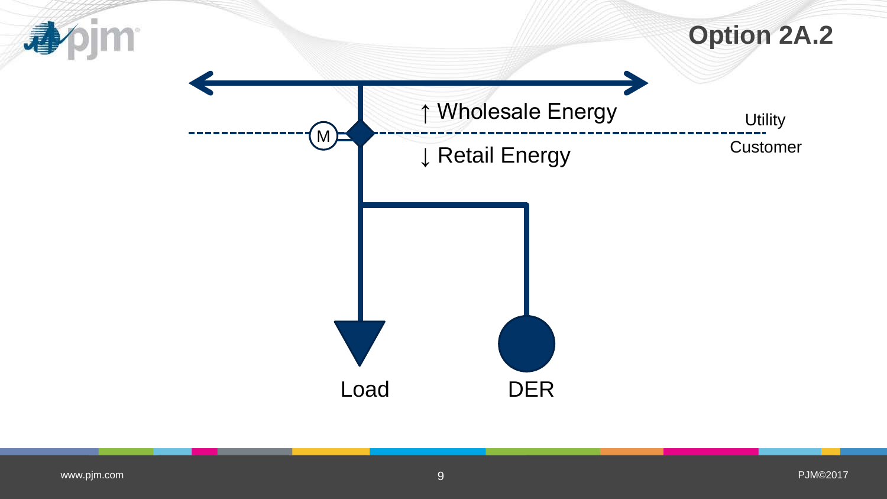# Option 2A.2

↑ Wholesale Energy

↓ Retail Energy

Utility

Customer

M

Load

DER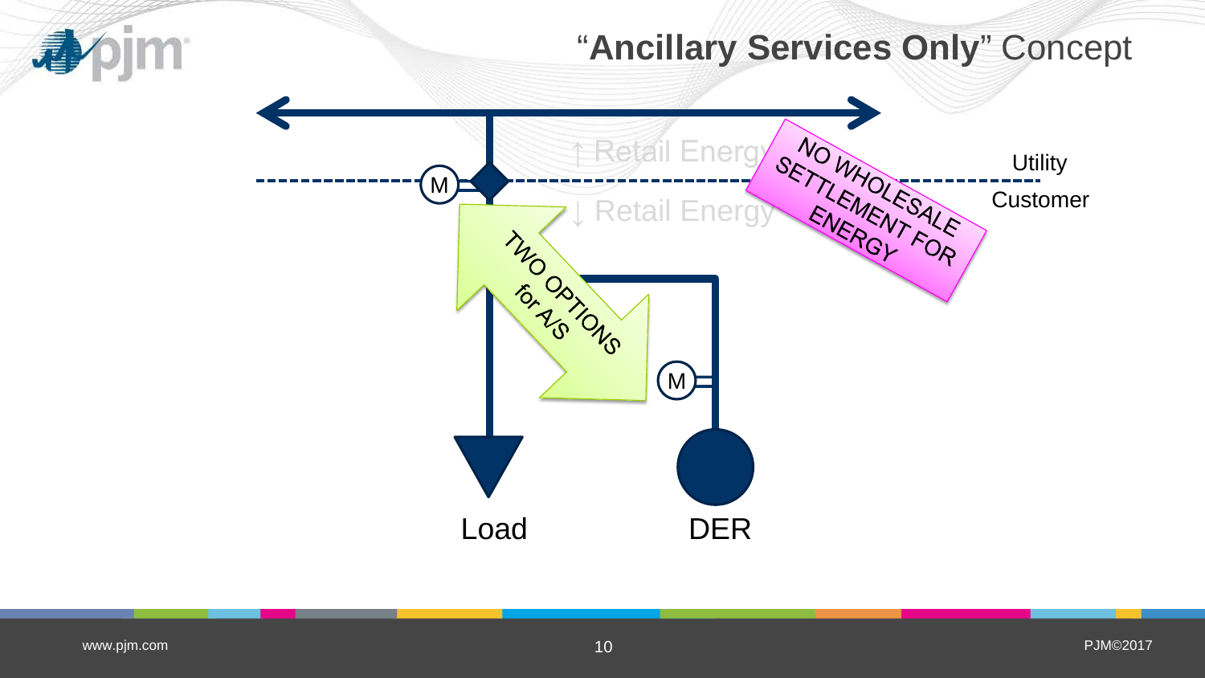# "Ancillary Services Only" Concept

↑ Retail Energy

↓ Retail Energy

NO WHOLESALE SETTLEMENT FOR ENERGY

Utility

Customer

TWO OPTIONS for A/S

M

M

Load

DER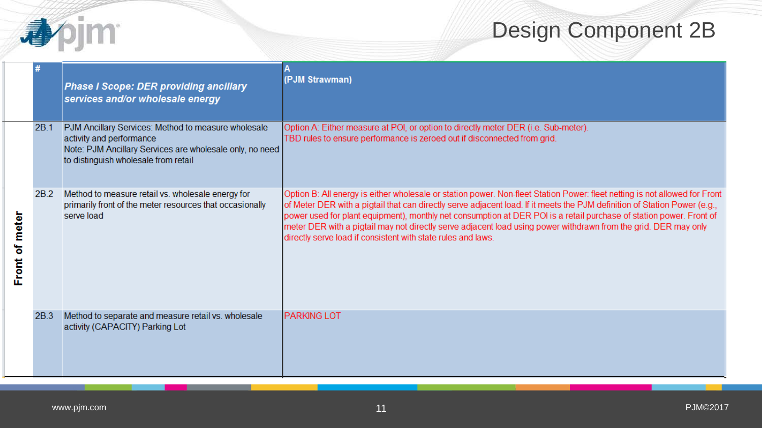# Design Component 2B

| | # | *Phase I Scope: DER providing ancillary services and/or wholesale energy* | A (PJM Strawman) |
|---|---|---|---|
| Front of meter | 2B.1 | PJM Ancillary Services: Method to measure wholesale activity and performance<br>Note: PJM Ancillary Services are wholesale only, no need to distinguish wholesale from retail | Option A: Either measure at POI, or option to directly meter DER (i.e. Sub-meter).<br>TBD rules to ensure performance is zeroed out if disconnected from grid. |
| | 2B.2 | Method to measure retail vs. wholesale energy for primarily front of the meter resources that occasionally serve load | Option B: All energy is either wholesale or station power. Non-fleet Station Power: fleet netting is not allowed for Front of Meter DER with a pigtail that can directly serve adjacent load. If it meets the PJM definition of Station Power (e.g., power used for plant equipment), monthly net consumption at DER POI is a retail purchase of station power. Front of meter DER with a pigtail may not directly serve adjacent load using power withdrawn from the grid. DER may only directly serve load if consistent with state rules and laws. |
| | 2B.3 | Method to separate and measure retail vs. wholesale activity (CAPACITY) Parking Lot | PARKING LOT |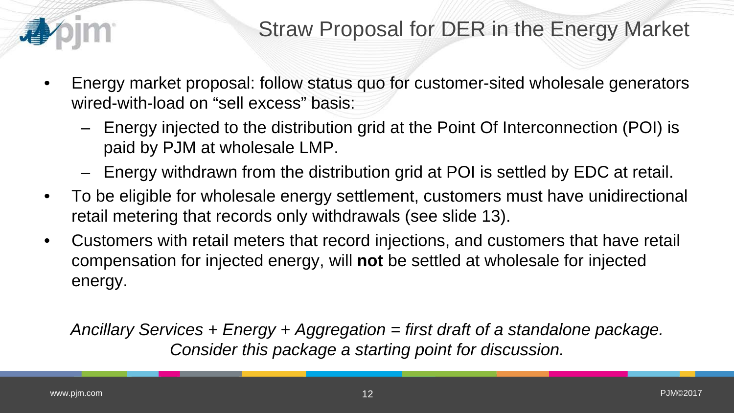# Straw Proposal for DER in the Energy Market

- Energy market proposal: follow status quo for customer-sited wholesale generators wired-with-load on "sell excess" basis:
  - Energy injected to the distribution grid at the Point Of Interconnection (POI) is paid by PJM at wholesale LMP.
  - Energy withdrawn from the distribution grid at POI is settled by EDC at retail.
- To be eligible for wholesale energy settlement, customers must have unidirectional retail metering that records only withdrawals (see slide 13).
- Customers with retail meters that record injections, and customers that have retail compensation for injected energy, will **not** be settled at wholesale for injected energy.

*Ancillary Services + Energy + Aggregation = first draft of a standalone package. Consider this package a starting point for discussion.*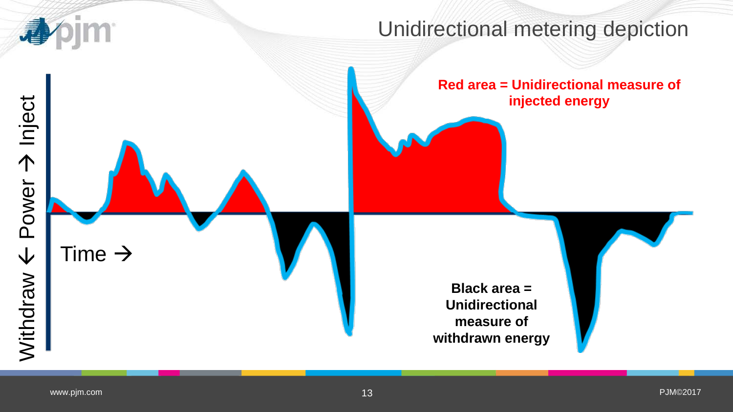# Unidirectional metering depiction

Withdraw ← Power → Inject

Time →

**Red area = Unidirectional measure of injected energy**

**Black area = Unidirectional measure of withdrawn energy**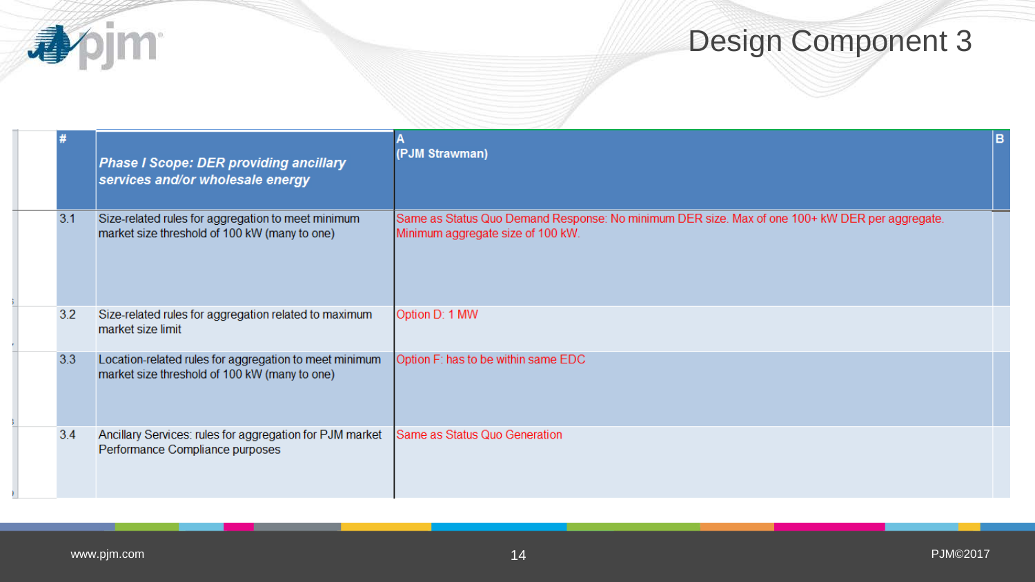# Design Component 3

| # | *Phase I Scope: DER providing ancillary services and/or wholesale energy* | A (PJM Strawman) | B |
|---|---|---|---|
| 3.1 | Size-related rules for aggregation to meet minimum market size threshold of 100 kW (many to one) | Same as Status Quo Demand Response: No minimum DER size. Max of one 100+ kW DER per aggregate. Minimum aggregate size of 100 kW. | |
| 3.2 | Size-related rules for aggregation related to maximum market size limit | Option D: 1 MW | |
| 3.3 | Location-related rules for aggregation to meet minimum market size threshold of 100 kW (many to one) | Option F: has to be within same EDC | |
| 3.4 | Ancillary Services: rules for aggregation for PJM market Performance Compliance purposes | Same as Status Quo Generation | |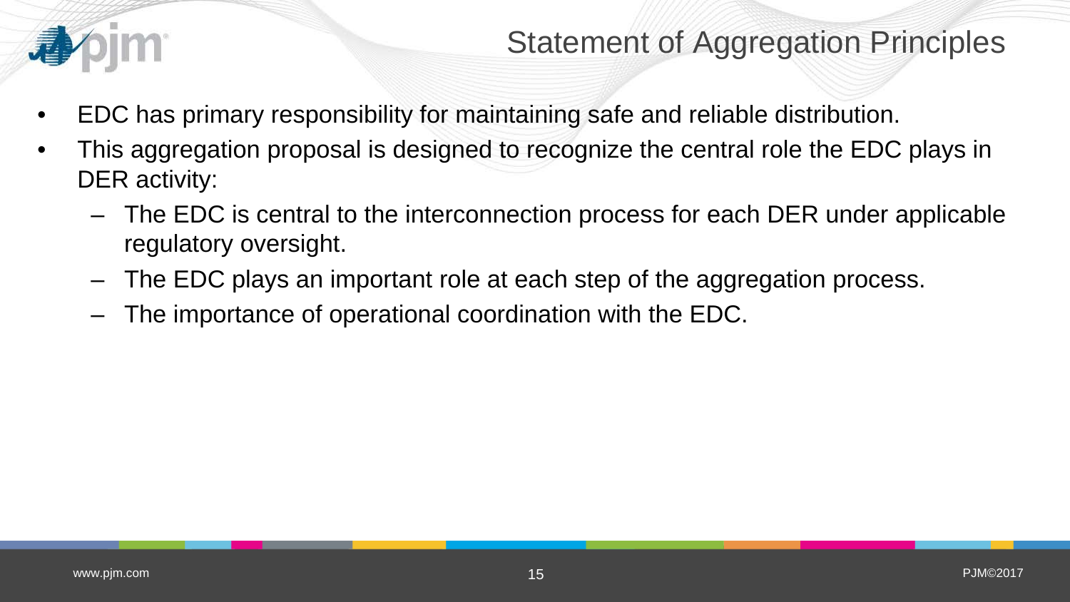# Statement of Aggregation Principles

- EDC has primary responsibility for maintaining safe and reliable distribution.
- This aggregation proposal is designed to recognize the central role the EDC plays in DER activity:
  - The EDC is central to the interconnection process for each DER under applicable regulatory oversight.
  - The EDC plays an important role at each step of the aggregation process.
  - The importance of operational coordination with the EDC.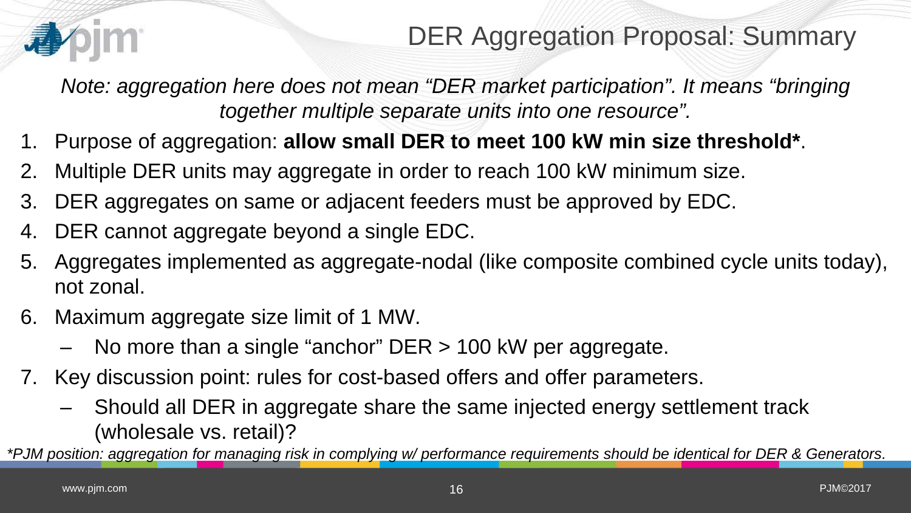# DER Aggregation Proposal: Summary

*Note: aggregation here does not mean "DER market participation". It means "bringing together multiple separate units into one resource".*

1. Purpose of aggregation: **allow small DER to meet 100 kW min size threshold***.
2. Multiple DER units may aggregate in order to reach 100 kW minimum size.
3. DER aggregates on same or adjacent feeders must be approved by EDC.
4. DER cannot aggregate beyond a single EDC.
5. Aggregates implemented as aggregate-nodal (like composite combined cycle units today), not zonal.
6. Maximum aggregate size limit of 1 MW.
   - No more than a single "anchor" DER > 100 kW per aggregate.
7. Key discussion point: rules for cost-based offers and offer parameters.
   - Should all DER in aggregate share the same injected energy settlement track (wholesale vs. retail)?

**PJM position: aggregation for managing risk in complying w/ performance requirements should be identical for DER & Generators.*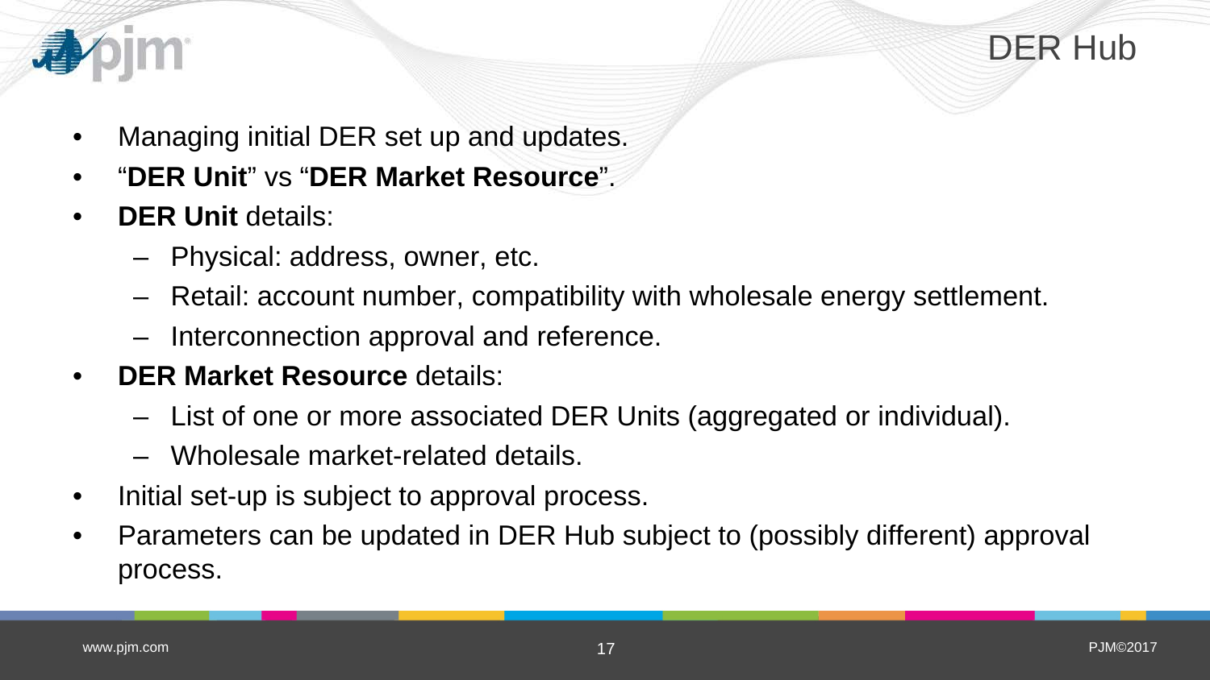# DER Hub

- Managing initial DER set up and updates.
- "**DER Unit**" vs "**DER Market Resource**".
- **DER Unit** details:
  - Physical: address, owner, etc.
  - Retail: account number, compatibility with wholesale energy settlement.
  - Interconnection approval and reference.
- **DER Market Resource** details:
  - List of one or more associated DER Units (aggregated or individual).
  - Wholesale market-related details.
- Initial set-up is subject to approval process.
- Parameters can be updated in DER Hub subject to (possibly different) approval process.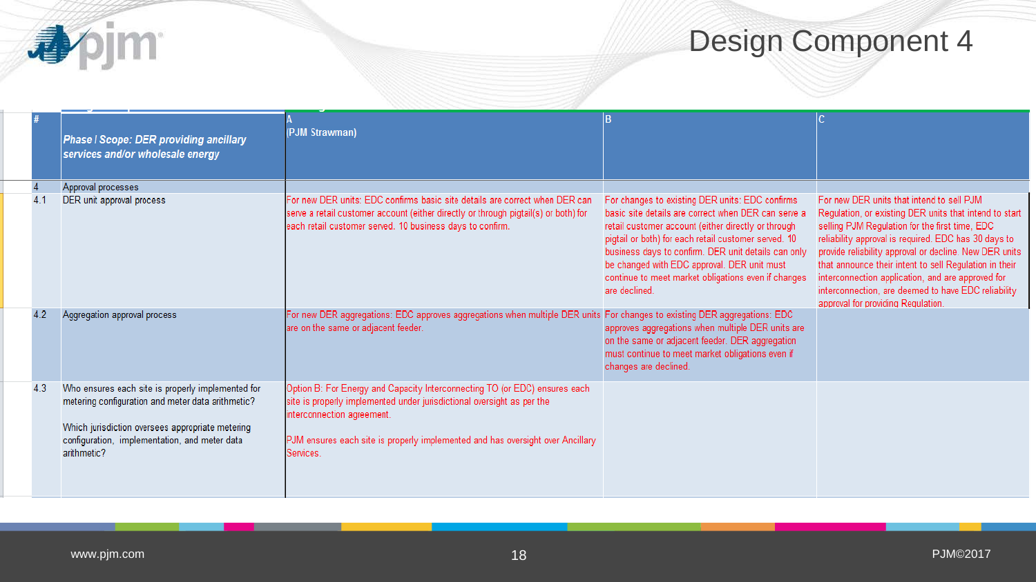# Design Component 4

| # | *Phase I Scope: DER providing ancillary services and/or wholesale energy* | A (PJM Strawman) | B | C |
|---|---|---|---|---|
| 4 | Approval processes | | | |
| 4.1 | DER unit approval process | For new DER units: EDC confirms basic site details are correct when DER can serve a retail customer account (either directly or through pigtail(s) or both) for each retail customer served. 10 business days to confirm. | For changes to existing DER units: EDC confirms basic site details are correct when DER can serve a retail customer account (either directly or through pigtail or both) for each retail customer served. 10 business days to confirm. DER unit details can only be changed with EDC approval. DER unit must continue to meet market obligations even if changes are declined. | For new DER units that intend to sell PJM Regulation, or existing DER units that intend to start selling PJM Regulation for the first time, EDC reliability approval is required. EDC has 30 days to provide reliability approval or decline. New DER units that announce their intent to sell Regulation in their interconnection application, and are approved for interconnection, are deemed to have EDC reliability approval for providing Regulation. |
| 4.2 | Aggregation approval process | For new DER aggregations: EDC approves aggregations when multiple DER units are on the same or adjacent feeder. | For changes to existing DER aggregations: EDC approves aggregations when multiple DER units are on the same or adjacent feeder. DER aggregation must continue to meet market obligations even if changes are declined. | |
| 4.3 | Who ensures each site is properly implemented for metering configuration and meter data arithmetic?<br><br>Which jurisdiction oversees appropriate metering configuration, implementation, and meter data arithmetic? | Option B: For Energy and Capacity Interconnecting TO (or EDC) ensures each site is properly implemented under jurisdictional oversight as per the interconnection agreement.<br><br>PJM ensures each site is properly implemented and has oversight over Ancillary Services. | | |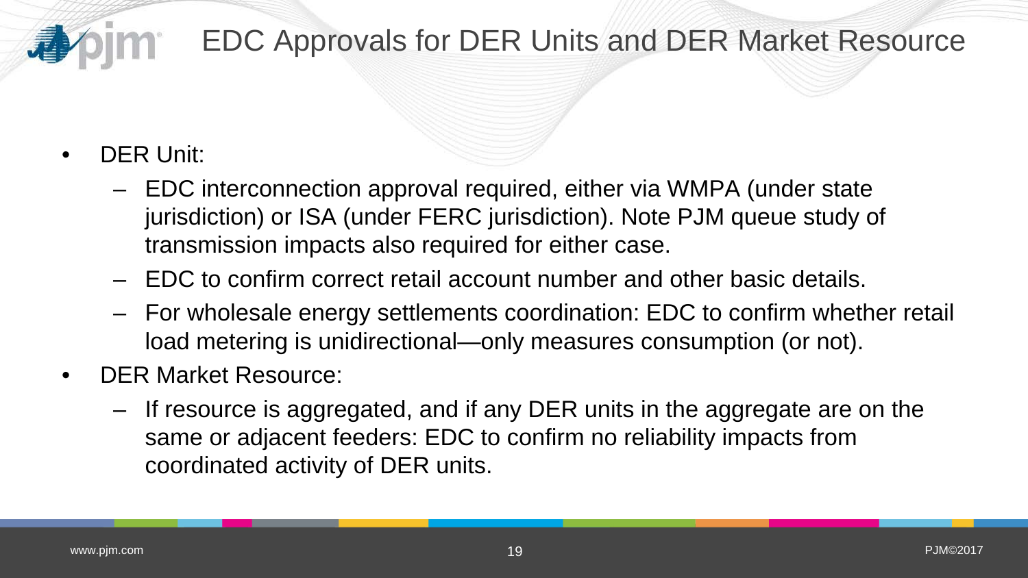# EDC Approvals for DER Units and DER Market Resource

- DER Unit:
  - EDC interconnection approval required, either via WMPA (under state jurisdiction) or ISA (under FERC jurisdiction). Note PJM queue study of transmission impacts also required for either case.
  - EDC to confirm correct retail account number and other basic details.
  - For wholesale energy settlements coordination: EDC to confirm whether retail load metering is unidirectional—only measures consumption (or not).
- DER Market Resource:
  - If resource is aggregated, and if any DER units in the aggregate are on the same or adjacent feeders: EDC to confirm no reliability impacts from coordinated activity of DER units.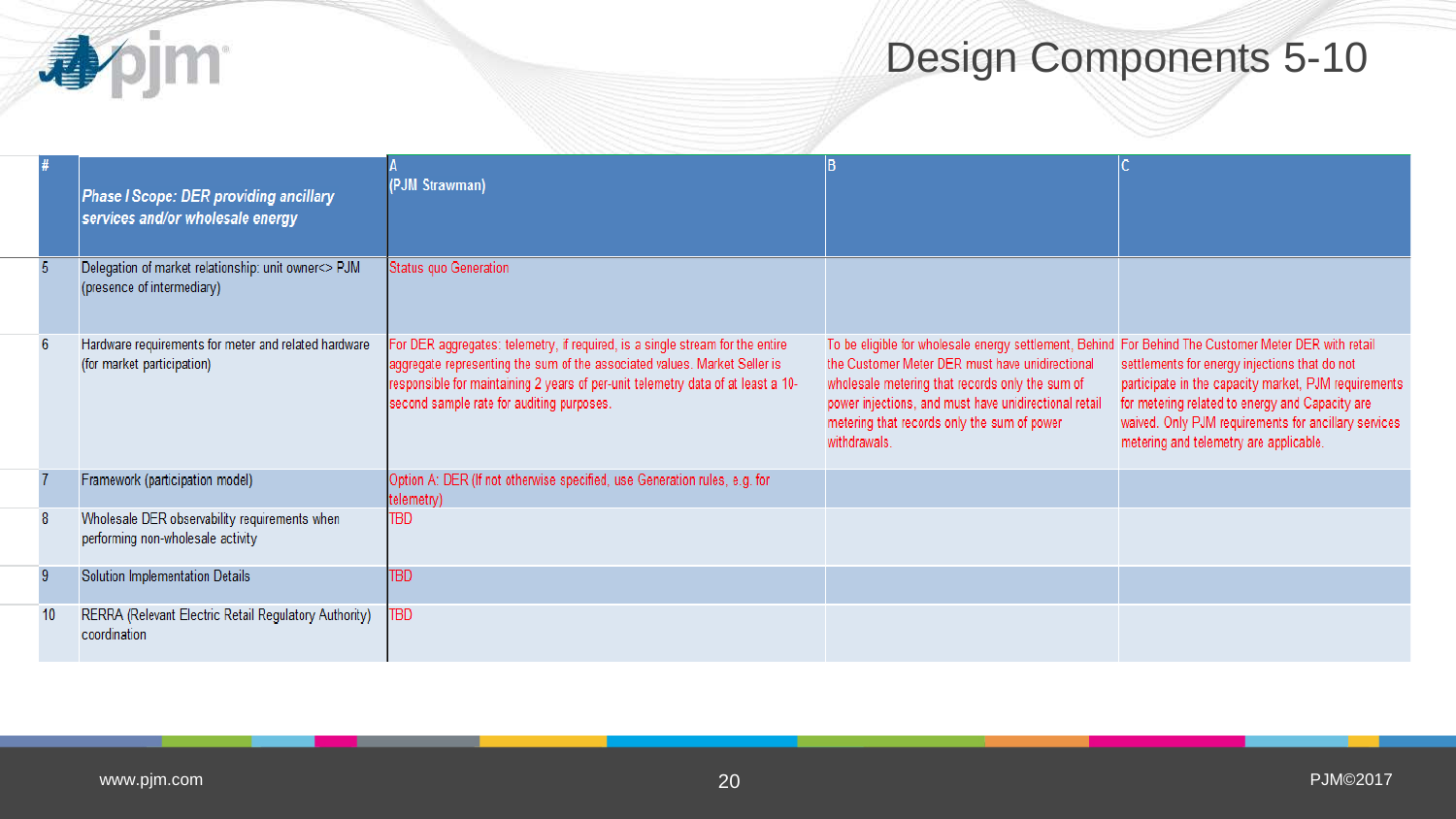# Design Components 5-10

| # | *Phase I Scope: DER providing ancillary services and/or wholesale energy* | A (PJM Strawman) | B | C |
|---|---|---|---|---|
| 5 | Delegation of market relationship: unit owner<> PJM (presence of intermediary) | Status quo Generation | | |
| 6 | Hardware requirements for meter and related hardware (for market participation) | For DER aggregates: telemetry, if required, is a single stream for the entire aggregate representing the sum of the associated values. Market Seller is responsible for maintaining 2 years of per-unit telemetry data of at least a 10-second sample rate for auditing purposes. | To be eligible for wholesale energy settlement, Behind the Customer Meter DER must have unidirectional wholesale metering that records only the sum of power injections, and must have unidirectional retail metering that records only the sum of power withdrawals. | For Behind The Customer Meter DER with retail settlements for energy injections that do not participate in the capacity market, PJM requirements for metering related to energy and Capacity are waived. Only PJM requirements for ancillary services metering and telemetry are applicable. |
| 7 | Framework (participation model) | Option A: DER (If not otherwise specified, use Generation rules, e.g. for telemetry) | | |
| 8 | Wholesale DER observability requirements when performing non-wholesale activity | TBD | | |
| 9 | Solution Implementation Details | TBD | | |
| 10 | RERRA (Relevant Electric Retail Regulatory Authority) coordination | TBD | | |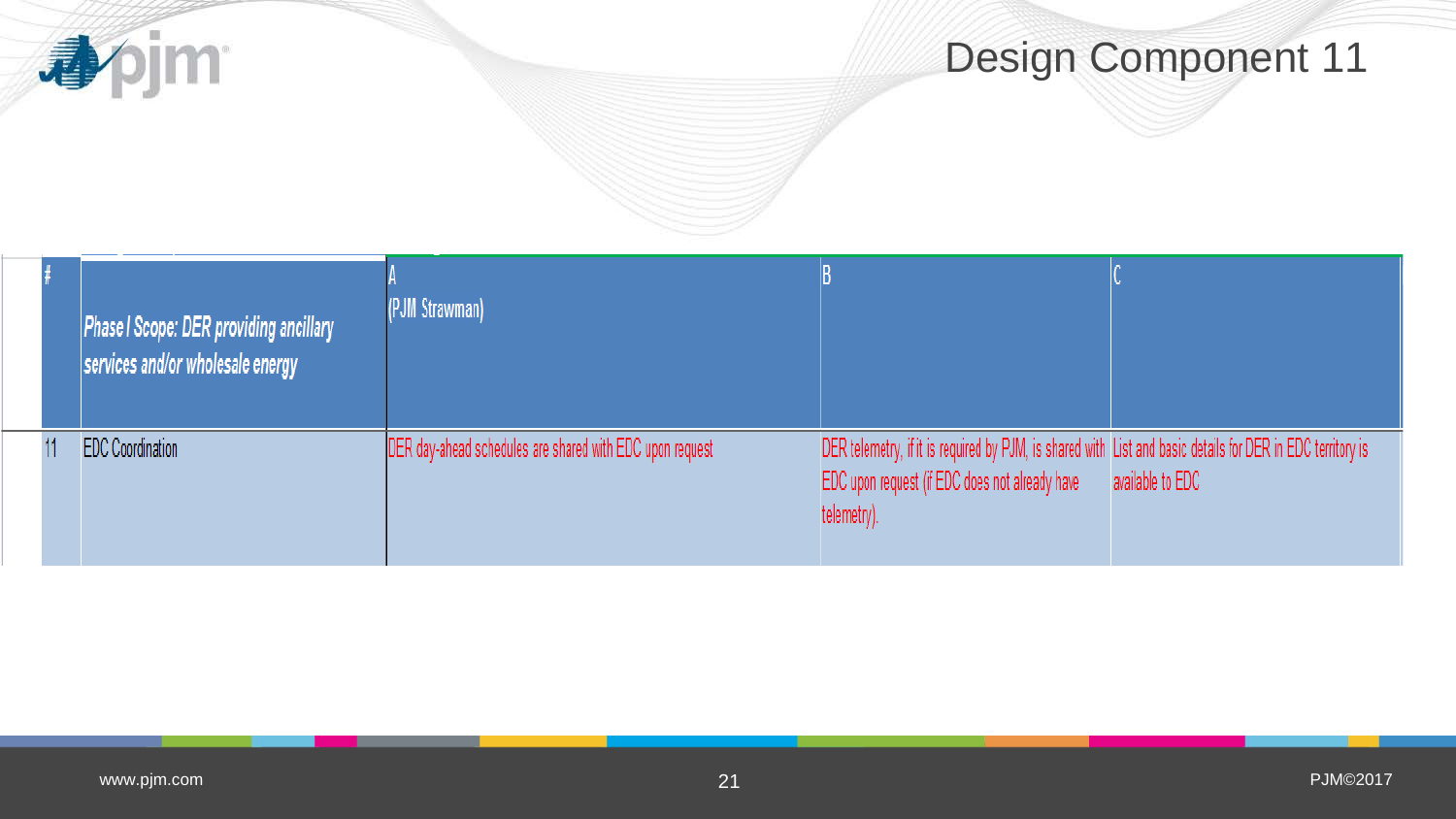# Design Component 11

| # | *Phase I Scope: DER providing ancillary services and/or wholesale energy* | A (PJM Strawman) | B | C |
|---|---|---|---|---|
| 11 | EDC Coordination | DER day-ahead schedules are shared with EDC upon request | DER telemetry, if it is required by PJM, is shared with EDC upon request (if EDC does not already have telemetry). | List and basic details for DER in EDC territory is available to EDC |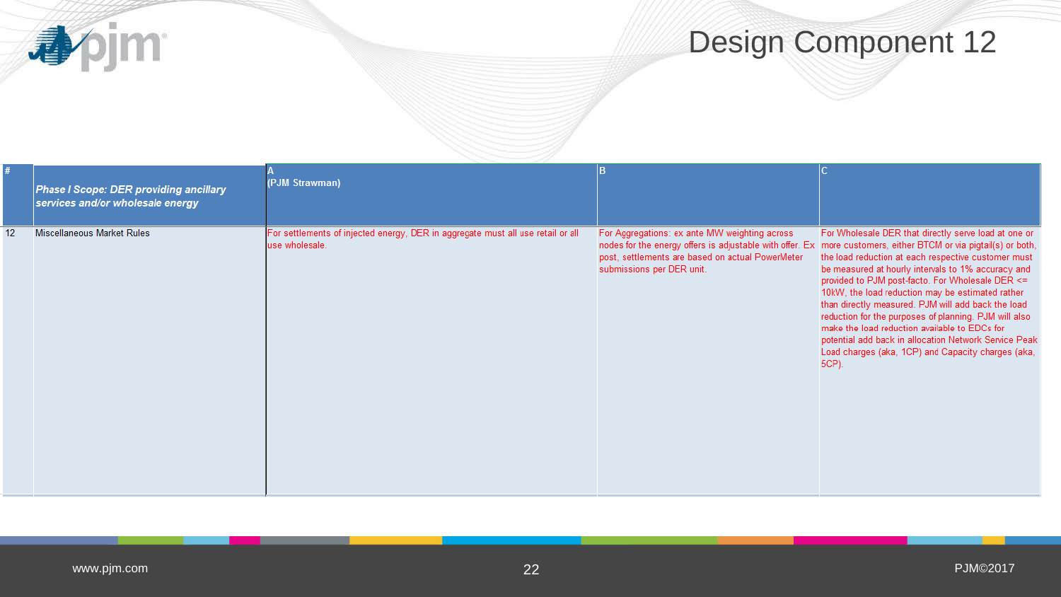# Design Component 12

| # | *Phase I Scope: DER providing ancillary services and/or wholesale energy* | A (PJM Strawman) | B | C |
|---|---|---|---|---|
| 12 | Miscellaneous Market Rules | For settlements of injected energy, DER in aggregate must all use retail or all use wholesale. | For Aggregations: ex ante MW weighting across nodes for the energy offers is adjustable with offer. Ex post, settlements are based on actual PowerMeter submissions per DER unit. | For Wholesale DER that directly serve load at one or more customers, either BTCM or via pigtail(s) or both, the load reduction at each respective customer must be measured at hourly intervals to 1% accuracy and provided to PJM post-facto. For Wholesale DER <= 10kW, the load reduction may be estimated rather than directly measured. PJM will add back the load reduction for the purposes of planning. PJM will also make the load reduction available to EDCs for potential add back in allocation Network Service Peak Load charges (aka, 1CP) and Capacity charges (aka, 5CP). |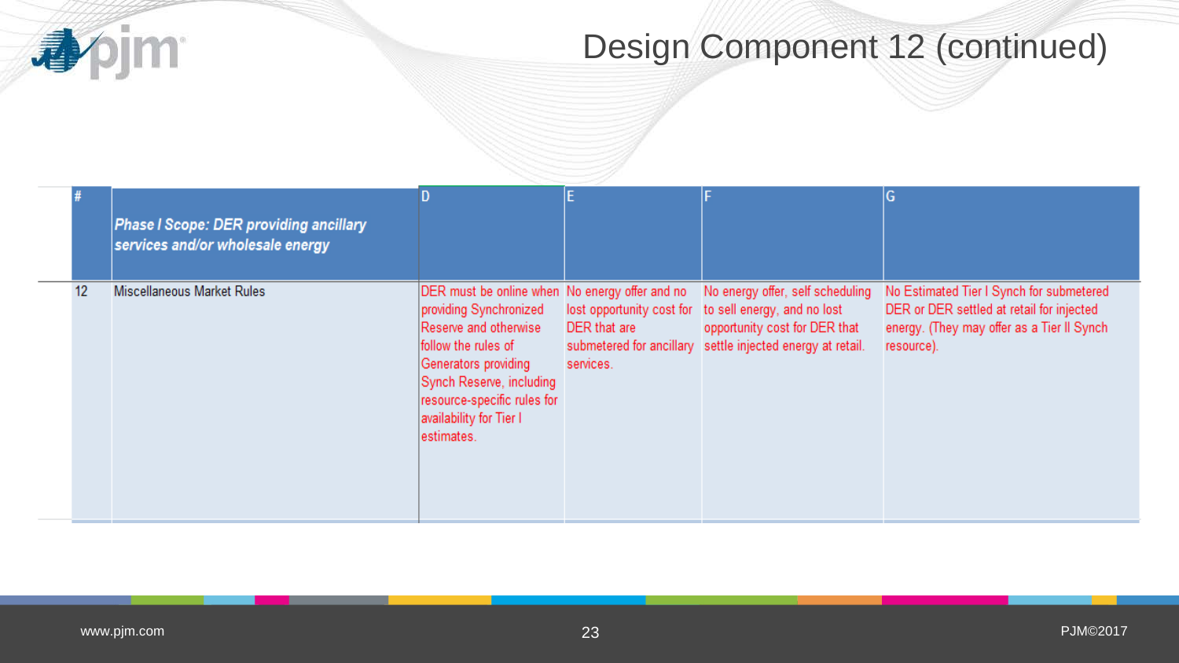# Design Component 12 (continued)

| # | *Phase I Scope: DER providing ancillary services and/or wholesale energy* | D | E | F | G |
|---|---|---|---|---|---|
| 12 | Miscellaneous Market Rules | DER must be online when providing Synchronized Reserve and otherwise follow the rules of Generators providing Synch Reserve, including resource-specific rules for availability for Tier I estimates. | No energy offer and no lost opportunity cost for DER that are submetered for ancillary services. | No energy offer, self scheduling to sell energy, and no lost opportunity cost for DER that settle injected energy at retail. | No Estimated Tier I Synch for submetered DER or DER settled at retail for injected energy. (They may offer as a Tier II Synch resource). |